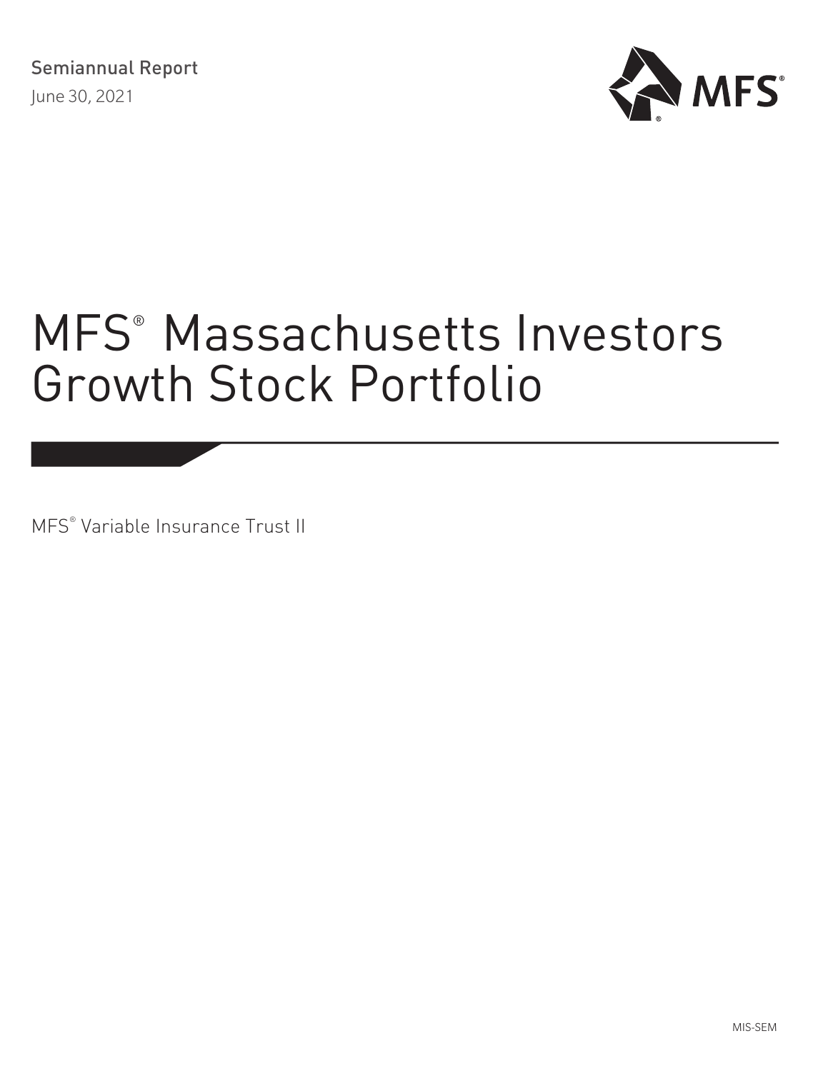Semiannual Report

June 30, 2021

MFS®

# MFS® Massachusetts Investors Growth Stock Portfolio

MFS® Variable Insurance Trust II

MIS-SEM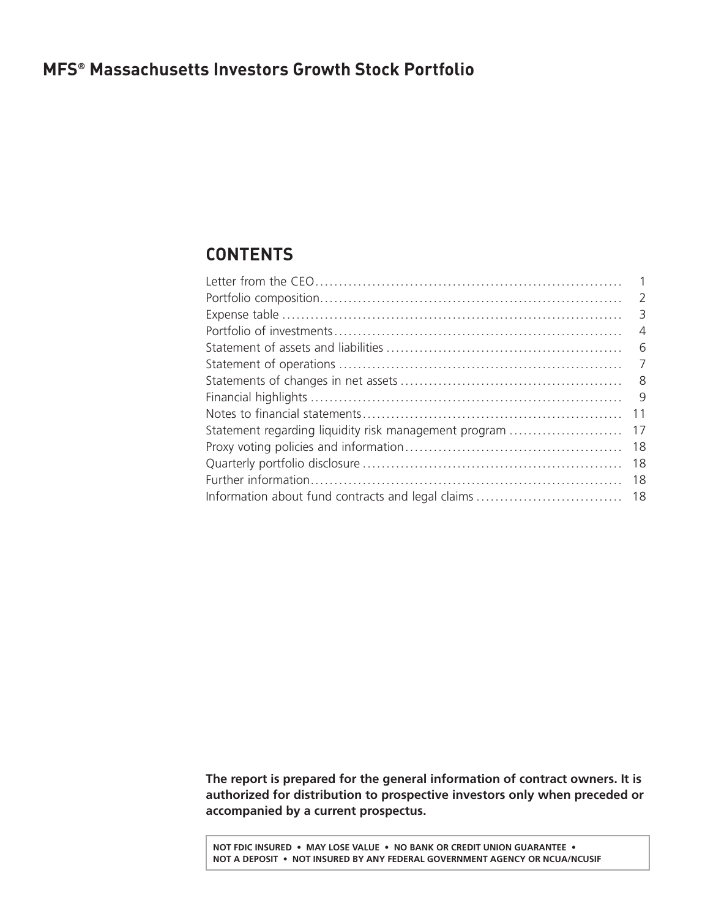# MFS® Massachusetts Investors Growth Stock Portfolio

## CONTENTS

| | |
|---|---|
| Letter from the CEO | 1 |
| Portfolio composition | 2 |
| Expense table | 3 |
| Portfolio of investments | 4 |
| Statement of assets and liabilities | 6 |
| Statement of operations | 7 |
| Statements of changes in net assets | 8 |
| Financial highlights | 9 |
| Notes to financial statements | 11 |
| Statement regarding liquidity risk management program | 17 |
| Proxy voting policies and information | 18 |
| Quarterly portfolio disclosure | 18 |
| Further information | 18 |
| Information about fund contracts and legal claims | 18 |

**The report is prepared for the general information of contract owners. It is authorized for distribution to prospective investors only when preceded or accompanied by a current prospectus.**

**NOT FDIC INSURED • MAY LOSE VALUE • NO BANK OR CREDIT UNION GUARANTEE • NOT A DEPOSIT • NOT INSURED BY ANY FEDERAL GOVERNMENT AGENCY OR NCUA/NCUSIF**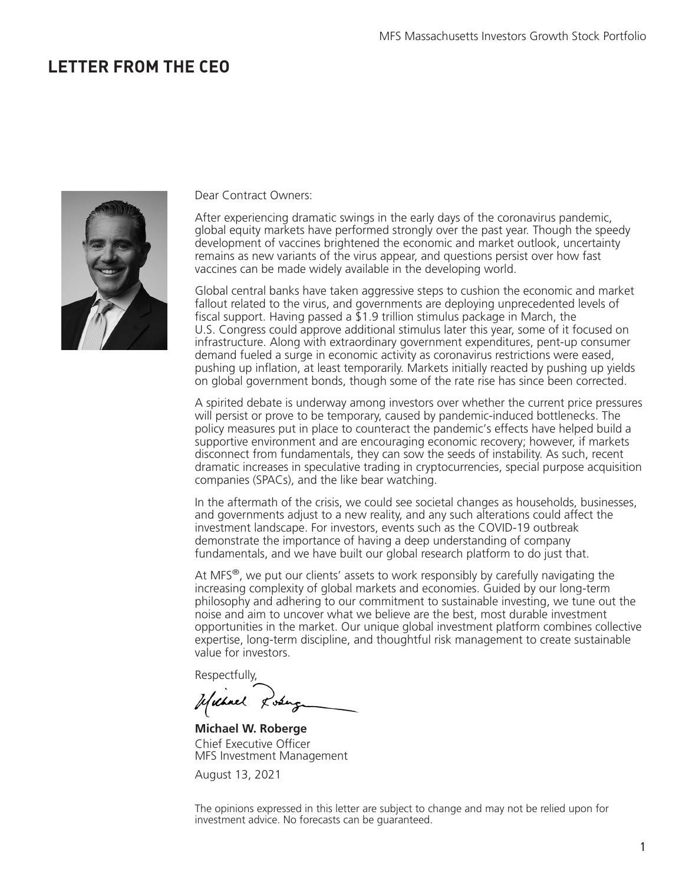# LETTER FROM THE CEO

Dear Contract Owners:

After experiencing dramatic swings in the early days of the coronavirus pandemic, global equity markets have performed strongly over the past year. Though the speedy development of vaccines brightened the economic and market outlook, uncertainty remains as new variants of the virus appear, and questions persist over how fast vaccines can be made widely available in the developing world.

Global central banks have taken aggressive steps to cushion the economic and market fallout related to the virus, and governments are deploying unprecedented levels of fiscal support. Having passed a $1.9 trillion stimulus package in March, the U.S. Congress could approve additional stimulus later this year, some of it focused on infrastructure. Along with extraordinary government expenditures, pent-up consumer demand fueled a surge in economic activity as coronavirus restrictions were eased, pushing up inflation, at least temporarily. Markets initially reacted by pushing up yields on global government bonds, though some of the rate rise has since been corrected.

A spirited debate is underway among investors over whether the current price pressures will persist or prove to be temporary, caused by pandemic-induced bottlenecks. The policy measures put in place to counteract the pandemic's effects have helped build a supportive environment and are encouraging economic recovery; however, if markets disconnect from fundamentals, they can sow the seeds of instability. As such, recent dramatic increases in speculative trading in cryptocurrencies, special purpose acquisition companies (SPACs), and the like bear watching.

In the aftermath of the crisis, we could see societal changes as households, businesses, and governments adjust to a new reality, and any such alterations could affect the investment landscape. For investors, events such as the COVID-19 outbreak demonstrate the importance of having a deep understanding of company fundamentals, and we have built our global research platform to do just that.

At MFS®, we put our clients' assets to work responsibly by carefully navigating the increasing complexity of global markets and economies. Guided by our long-term philosophy and adhering to our commitment to sustainable investing, we tune out the noise and aim to uncover what we believe are the best, most durable investment opportunities in the market. Our unique global investment platform combines collective expertise, long-term discipline, and thoughtful risk management to create sustainable value for investors.

Respectfully,

**Michael W. Roberge**
Chief Executive Officer
MFS Investment Management

August 13, 2021

The opinions expressed in this letter are subject to change and may not be relied upon for investment advice. No forecasts can be guaranteed.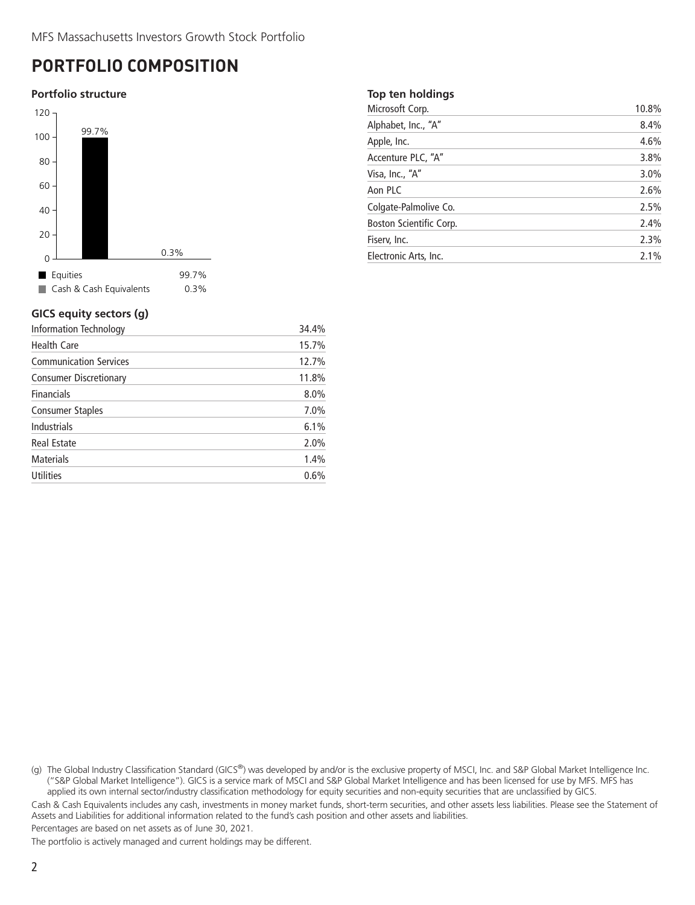# PORTFOLIO COMPOSITION

### Portfolio structure

| | |
|---|---|
| Equities | 99.7% |
| Cash & Cash Equivalents | 0.3% |

### Top ten holdings

| | |
|---|---|
| Microsoft Corp. | 10.8% |
| Alphabet, Inc., "A" | 8.4% |
| Apple, Inc. | 4.6% |
| Accenture PLC, "A" | 3.8% |
| Visa, Inc., "A" | 3.0% |
| Aon PLC | 2.6% |
| Colgate-Palmolive Co. | 2.5% |
| Boston Scientific Corp. | 2.4% |
| Fiserv, Inc. | 2.3% |
| Electronic Arts, Inc. | 2.1% |

### GICS equity sectors (g)

| | |
|---|---|
| Information Technology | 34.4% |
| Health Care | 15.7% |
| Communication Services | 12.7% |
| Consumer Discretionary | 11.8% |
| Financials | 8.0% |
| Consumer Staples | 7.0% |
| Industrials | 6.1% |
| Real Estate | 2.0% |
| Materials | 1.4% |
| Utilities | 0.6% |

(g) The Global Industry Classification Standard (GICS®) was developed by and/or is the exclusive property of MSCI, Inc. and S&P Global Market Intelligence Inc. ("S&P Global Market Intelligence"). GICS is a service mark of MSCI and S&P Global Market Intelligence and has been licensed for use by MFS. MFS has applied its own internal sector/industry classification methodology for equity securities and non-equity securities that are unclassified by GICS.

Cash & Cash Equivalents includes any cash, investments in money market funds, short-term securities, and other assets less liabilities. Please see the Statement of Assets and Liabilities for additional information related to the fund's cash position and other assets and liabilities.

Percentages are based on net assets as of June 30, 2021.

The portfolio is actively managed and current holdings may be different.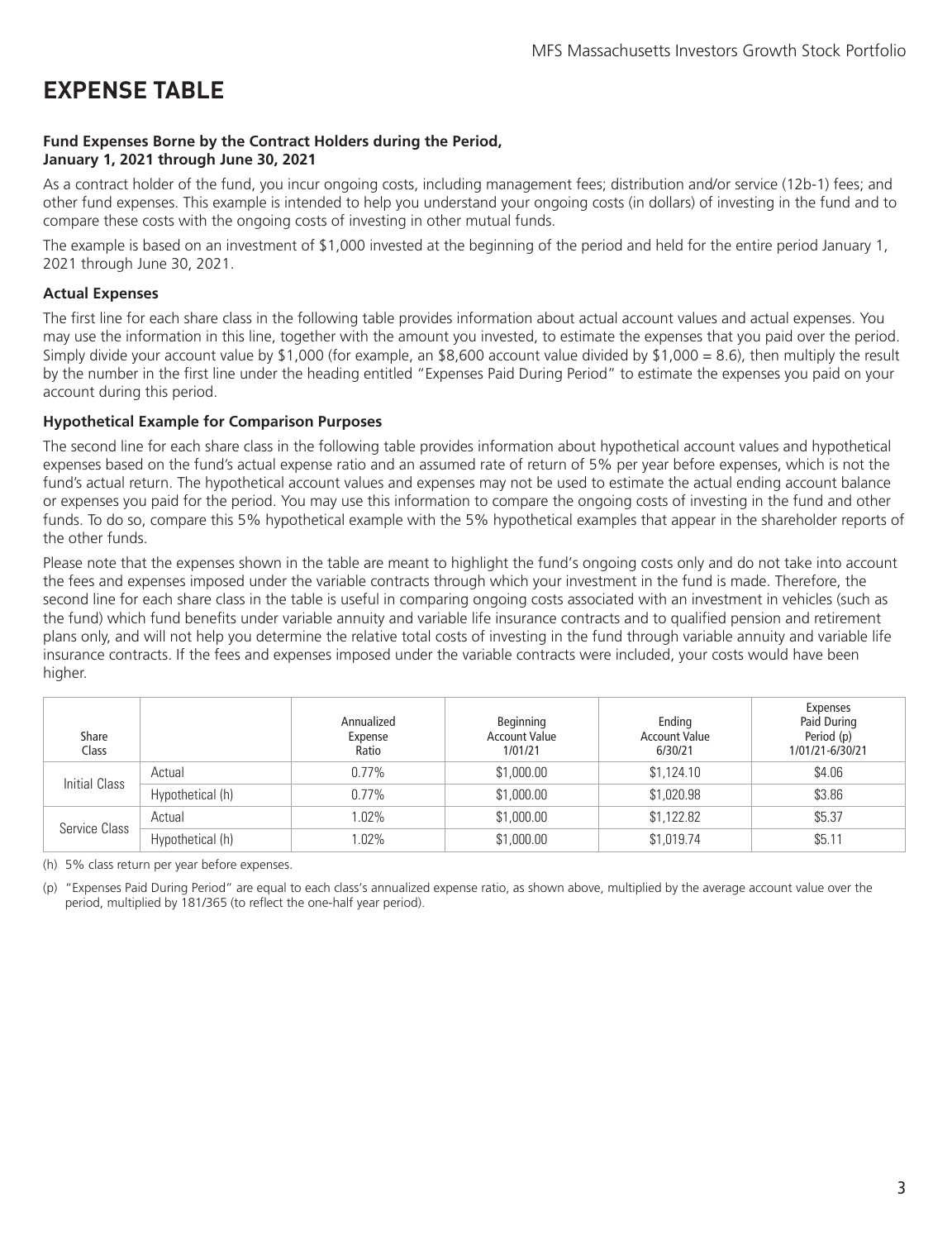# EXPENSE TABLE

**Fund Expenses Borne by the Contract Holders during the Period, January 1, 2021 through June 30, 2021**

As a contract holder of the fund, you incur ongoing costs, including management fees; distribution and/or service (12b-1) fees; and other fund expenses. This example is intended to help you understand your ongoing costs (in dollars) of investing in the fund and to compare these costs with the ongoing costs of investing in other mutual funds.

The example is based on an investment of $1,000 invested at the beginning of the period and held for the entire period January 1, 2021 through June 30, 2021.

### Actual Expenses

The first line for each share class in the following table provides information about actual account values and actual expenses. You may use the information in this line, together with the amount you invested, to estimate the expenses that you paid over the period. Simply divide your account value by $1,000 (for example, an $8,600 account value divided by $1,000 = 8.6), then multiply the result by the number in the first line under the heading entitled "Expenses Paid During Period" to estimate the expenses you paid on your account during this period.

### Hypothetical Example for Comparison Purposes

The second line for each share class in the following table provides information about hypothetical account values and hypothetical expenses based on the fund's actual expense ratio and an assumed rate of return of 5% per year before expenses, which is not the fund's actual return. The hypothetical account values and expenses may not be used to estimate the actual ending account balance or expenses you paid for the period. You may use this information to compare the ongoing costs of investing in the fund and other funds. To do so, compare this 5% hypothetical example with the 5% hypothetical examples that appear in the shareholder reports of the other funds.

Please note that the expenses shown in the table are meant to highlight the fund's ongoing costs only and do not take into account the fees and expenses imposed under the variable contracts through which your investment in the fund is made. Therefore, the second line for each share class in the table is useful in comparing ongoing costs associated with an investment in vehicles (such as the fund) which fund benefits under variable annuity and variable life insurance contracts and to qualified pension and retirement plans only, and will not help you determine the relative total costs of investing in the fund through variable annuity and variable life insurance contracts. If the fees and expenses imposed under the variable contracts were included, your costs would have been higher.

| Share Class | | Annualized Expense Ratio | Beginning Account Value 1/01/21 | Ending Account Value 6/30/21 | Expenses Paid During Period (p) 1/01/21-6/30/21 |
|---|---|---|---|---|---|
| Initial Class | Actual | 0.77% | $1,000.00 | $1,124.10 | $4.06 |
| | Hypothetical (h) | 0.77% | $1,000.00 | $1,020.98 | $3.86 |
| Service Class | Actual | 1.02% | $1,000.00 | $1,122.82 | $5.37 |
| | Hypothetical (h) | 1.02% | $1,000.00 | $1,019.74 | $5.11 |

(h) 5% class return per year before expenses.

(p) "Expenses Paid During Period" are equal to each class's annualized expense ratio, as shown above, multiplied by the average account value over the period, multiplied by 181/365 (to reflect the one-half year period).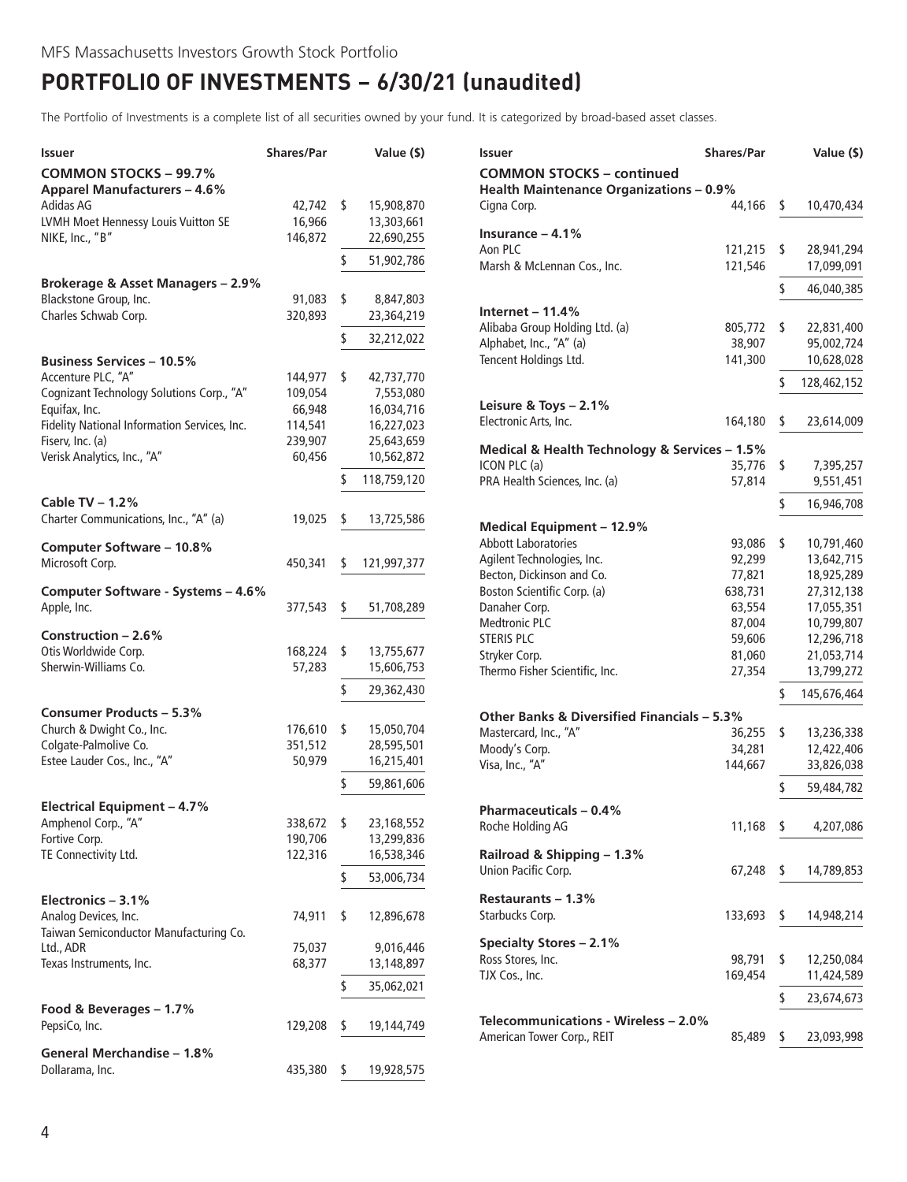MFS Massachusetts Investors Growth Stock Portfolio

# PORTFOLIO OF INVESTMENTS – 6/30/21 (unaudited)

The Portfolio of Investments is a complete list of all securities owned by your fund. It is categorized by broad-based asset classes.

| Issuer | Shares/Par | Value ($) |
|---|---|---|
| **COMMON STOCKS – 99.7%** | | |
| **Apparel Manufacturers – 4.6%** | | |
| Adidas AG | 42,742 | $ 15,908,870 |
| LVMH Moet Hennessy Louis Vuitton SE | 16,966 | 13,303,661 |
| NIKE, Inc., "B" | 146,872 | 22,690,255 |
| | | $ 51,902,786 |
| **Brokerage & Asset Managers – 2.9%** | | |
| Blackstone Group, Inc. | 91,083 | $ 8,847,803 |
| Charles Schwab Corp. | 320,893 | 23,364,219 |
| | | $ 32,212,022 |
| **Business Services – 10.5%** | | |
| Accenture PLC, "A" | 144,977 | $ 42,737,770 |
| Cognizant Technology Solutions Corp., "A" | 109,054 | 7,553,080 |
| Equifax, Inc. | 66,948 | 16,034,716 |
| Fidelity National Information Services, Inc. | 114,541 | 16,227,023 |
| Fiserv, Inc. (a) | 239,907 | 25,643,659 |
| Verisk Analytics, Inc., "A" | 60,456 | 10,562,872 |
| | | $ 118,759,120 |
| **Cable TV – 1.2%** | | |
| Charter Communications, Inc., "A" (a) | 19,025 | $ 13,725,586 |
| **Computer Software – 10.8%** | | |
| Microsoft Corp. | 450,341 | $ 121,997,377 |
| **Computer Software - Systems – 4.6%** | | |
| Apple, Inc. | 377,543 | $ 51,708,289 |
| **Construction – 2.6%** | | |
| Otis Worldwide Corp. | 168,224 | $ 13,755,677 |
| Sherwin-Williams Co. | 57,283 | 15,606,753 |
| | | $ 29,362,430 |
| **Consumer Products – 5.3%** | | |
| Church & Dwight Co., Inc. | 176,610 | $ 15,050,704 |
| Colgate-Palmolive Co. | 351,512 | 28,595,501 |
| Estee Lauder Cos., Inc., "A" | 50,979 | 16,215,401 |
| | | $ 59,861,606 |
| **Electrical Equipment – 4.7%** | | |
| Amphenol Corp., "A" | 338,672 | $ 23,168,552 |
| Fortive Corp. | 190,706 | 13,299,836 |
| TE Connectivity Ltd. | 122,316 | 16,538,346 |
| | | $ 53,006,734 |
| **Electronics – 3.1%** | | |
| Analog Devices, Inc. | 74,911 | $ 12,896,678 |
| Taiwan Semiconductor Manufacturing Co. Ltd., ADR | 75,037 | 9,016,446 |
| Texas Instruments, Inc. | 68,377 | 13,148,897 |
| | | $ 35,062,021 |
| **Food & Beverages – 1.7%** | | |
| PepsiCo, Inc. | 129,208 | $ 19,144,749 |
| **General Merchandise – 1.8%** | | |
| Dollarama, Inc. | 435,380 | $ 19,928,575 |
| **COMMON STOCKS – continued** | | |
| **Health Maintenance Organizations – 0.9%** | | |
| Cigna Corp. | 44,166 | $ 10,470,434 |
| **Insurance – 4.1%** | | |
| Aon PLC | 121,215 | $ 28,941,294 |
| Marsh & McLennan Cos., Inc. | 121,546 | 17,099,091 |
| | | $ 46,040,385 |
| **Internet – 11.4%** | | |
| Alibaba Group Holding Ltd. (a) | 805,772 | $ 22,831,400 |
| Alphabet, Inc., "A" (a) | 38,907 | 95,002,724 |
| Tencent Holdings Ltd. | 141,300 | 10,628,028 |
| | | $ 128,462,152 |
| **Leisure & Toys – 2.1%** | | |
| Electronic Arts, Inc. | 164,180 | $ 23,614,009 |
| **Medical & Health Technology & Services – 1.5%** | | |
| ICON PLC (a) | 35,776 | $ 7,395,257 |
| PRA Health Sciences, Inc. (a) | 57,814 | 9,551,451 |
| | | $ 16,946,708 |
| **Medical Equipment – 12.9%** | | |
| Abbott Laboratories | 93,086 | $ 10,791,460 |
| Agilent Technologies, Inc. | 92,299 | 13,642,715 |
| Becton, Dickinson and Co. | 77,821 | 18,925,289 |
| Boston Scientific Corp. (a) | 638,731 | 27,312,138 |
| Danaher Corp. | 63,554 | 17,055,351 |
| Medtronic PLC | 87,004 | 10,799,807 |
| STERIS PLC | 59,606 | 12,296,718 |
| Stryker Corp. | 81,060 | 21,053,714 |
| Thermo Fisher Scientific, Inc. | 27,354 | 13,799,272 |
| | | $ 145,676,464 |
| **Other Banks & Diversified Financials – 5.3%** | | |
| Mastercard, Inc., "A" | 36,255 | $ 13,236,338 |
| Moody's Corp. | 34,281 | 12,422,406 |
| Visa, Inc., "A" | 144,667 | 33,826,038 |
| | | $ 59,484,782 |
| **Pharmaceuticals – 0.4%** | | |
| Roche Holding AG | 11,168 | $ 4,207,086 |
| **Railroad & Shipping – 1.3%** | | |
| Union Pacific Corp. | 67,248 | $ 14,789,853 |
| **Restaurants – 1.3%** | | |
| Starbucks Corp. | 133,693 | $ 14,948,214 |
| **Specialty Stores – 2.1%** | | |
| Ross Stores, Inc. | 98,791 | $ 12,250,084 |
| TJX Cos., Inc. | 169,454 | 11,424,589 |
| | | $ 23,674,673 |
| **Telecommunications - Wireless – 2.0%** | | |
| American Tower Corp., REIT | 85,489 | $ 23,093,998 |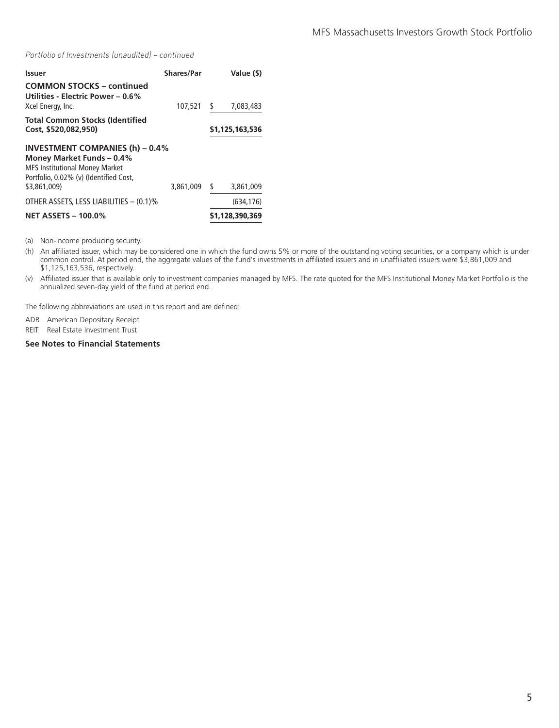*Portfolio of Investments (unaudited) – continued*

| Issuer | Shares/Par | Value ($) |
|---|---|---|
| **COMMON STOCKS – continued** | | |
| **Utilities - Electric Power – 0.6%** | | |
| Xcel Energy, Inc. | 107,521 | $ 7,083,483 |
| **Total Common Stocks (Identified Cost, $520,082,950)** | | **$1,125,163,536** |
| **INVESTMENT COMPANIES (h) – 0.4%** | | |
| **Money Market Funds – 0.4%** | | |
| MFS Institutional Money Market Portfolio, 0.02% (v) (Identified Cost, $3,861,009) | 3,861,009 | $ 3,861,009 |
| OTHER ASSETS, LESS LIABILITIES – (0.1)% | | (634,176) |
| **NET ASSETS – 100.0%** | | **$1,128,390,369** |

(a) Non-income producing security.

(h) An affiliated issuer, which may be considered one in which the fund owns 5% or more of the outstanding voting securities, or a company which is under common control. At period end, the aggregate values of the fund's investments in affiliated issuers and in unaffiliated issuers were $3,861,009 and $1,125,163,536, respectively.

(v) Affiliated issuer that is available only to investment companies managed by MFS. The rate quoted for the MFS Institutional Money Market Portfolio is the annualized seven-day yield of the fund at period end.

The following abbreviations are used in this report and are defined:

ADR American Depositary Receipt

REIT Real Estate Investment Trust

**See Notes to Financial Statements**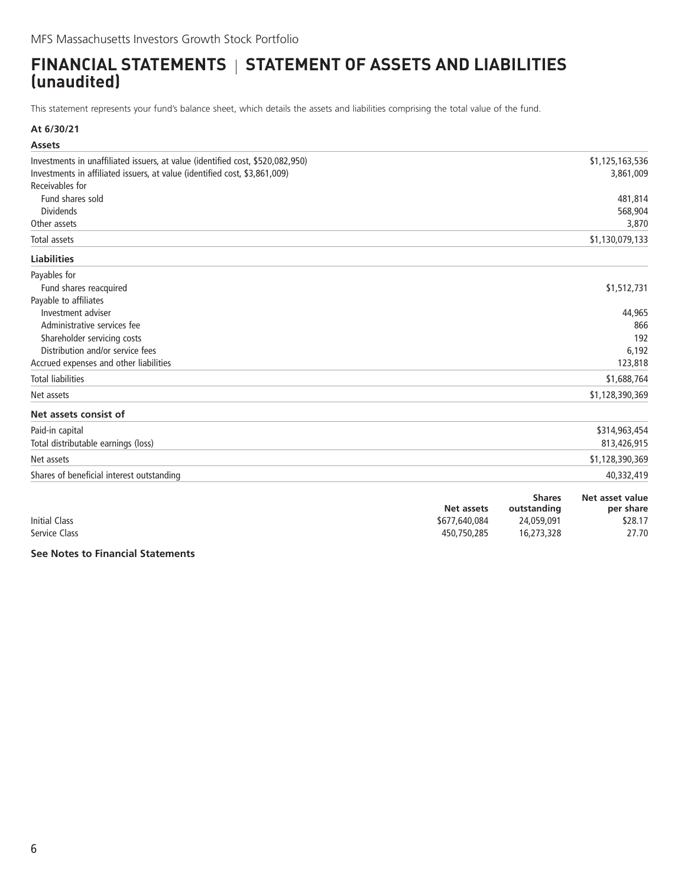MFS Massachusetts Investors Growth Stock Portfolio

# FINANCIAL STATEMENTS | STATEMENT OF ASSETS AND LIABILITIES (unaudited)

This statement represents your fund's balance sheet, which details the assets and liabilities comprising the total value of the fund.

**At 6/30/21**

| **Assets** | |
|---|---|
| Investments in unaffiliated issuers, at value (identified cost, $520,082,950) | $1,125,163,536 |
| Investments in affiliated issuers, at value (identified cost, $3,861,009) | 3,861,009 |
| Receivables for | |
| Fund shares sold | 481,814 |
| Dividends | 568,904 |
| Other assets | 3,870 |
| Total assets | $1,130,079,133 |
| **Liabilities** | |
| Payables for | |
| Fund shares reacquired | $1,512,731 |
| Payable to affiliates | |
| Investment adviser | 44,965 |
| Administrative services fee | 866 |
| Shareholder servicing costs | 192 |
| Distribution and/or service fees | 6,192 |
| Accrued expenses and other liabilities | 123,818 |
| Total liabilities | $1,688,764 |
| Net assets | $1,128,390,369 |
| **Net assets consist of** | |
| Paid-in capital | $314,963,454 |
| Total distributable earnings (loss) | 813,426,915 |
| Net assets | $1,128,390,369 |
| Shares of beneficial interest outstanding | 40,332,419 |

| | Net assets | Shares outstanding | Net asset value per share |
|---|---|---|---|
| Initial Class | $677,640,084 | 24,059,091 | $28.17 |
| Service Class | 450,750,285 | 16,273,328 | 27.70 |

**See Notes to Financial Statements**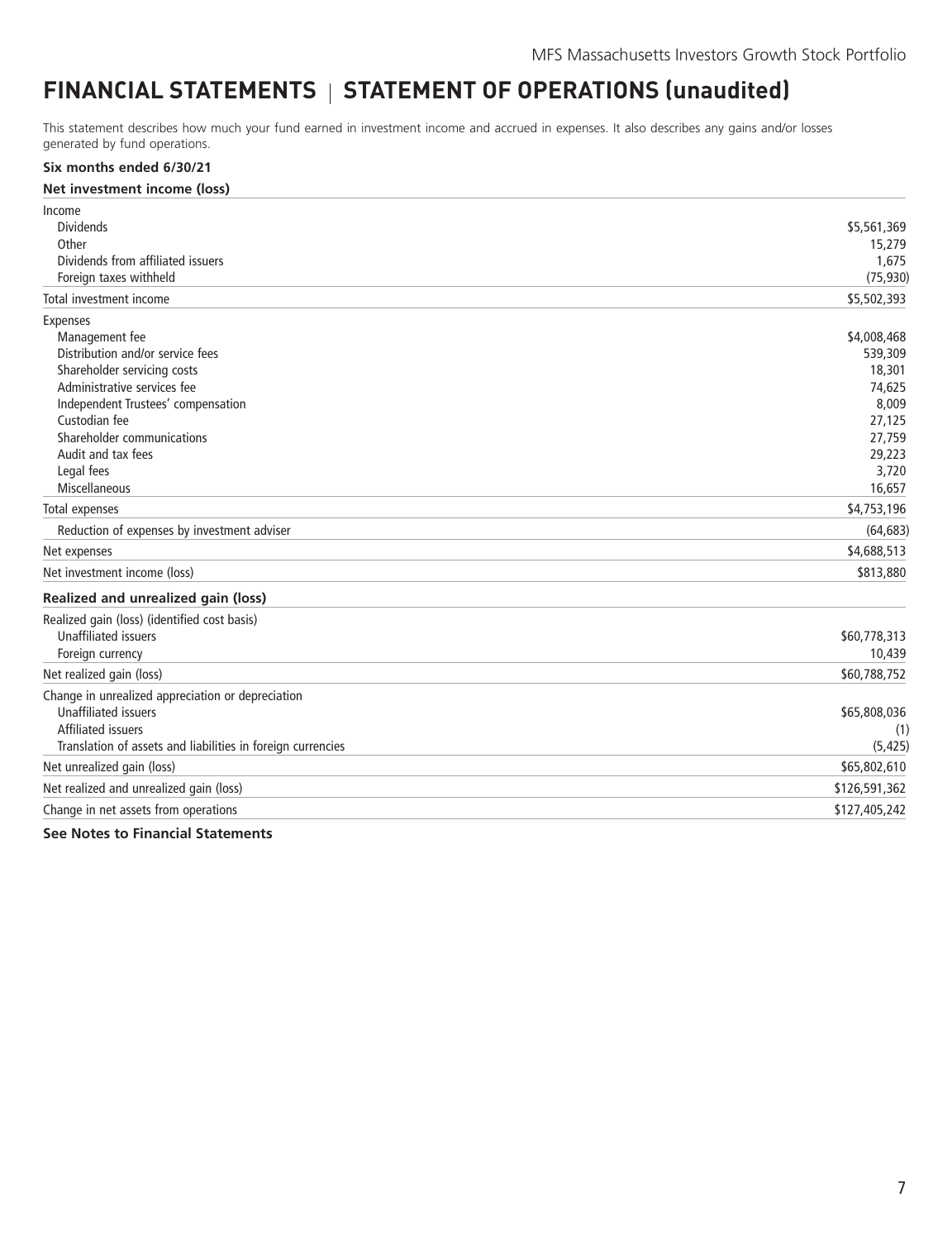# FINANCIAL STATEMENTS | STATEMENT OF OPERATIONS (unaudited)

This statement describes how much your fund earned in investment income and accrued in expenses. It also describes any gains and/or losses generated by fund operations.

**Six months ended 6/30/21**

| **Net investment income (loss)** | |
|---|---|
| Income | |
| Dividends | $5,561,369 |
| Other | 15,279 |
| Dividends from affiliated issuers | 1,675 |
| Foreign taxes withheld | (75,930) |
| Total investment income | $5,502,393 |
| Expenses | |
| Management fee | $4,008,468 |
| Distribution and/or service fees | 539,309 |
| Shareholder servicing costs | 18,301 |
| Administrative services fee | 74,625 |
| Independent Trustees' compensation | 8,009 |
| Custodian fee | 27,125 |
| Shareholder communications | 27,759 |
| Audit and tax fees | 29,223 |
| Legal fees | 3,720 |
| Miscellaneous | 16,657 |
| Total expenses | $4,753,196 |
| Reduction of expenses by investment adviser | (64,683) |
| Net expenses | $4,688,513 |
| Net investment income (loss) | $813,880 |
| **Realized and unrealized gain (loss)** | |
| Realized gain (loss) (identified cost basis) | |
| Unaffiliated issuers | $60,778,313 |
| Foreign currency | 10,439 |
| Net realized gain (loss) | $60,788,752 |
| Change in unrealized appreciation or depreciation | |
| Unaffiliated issuers | $65,808,036 |
| Affiliated issuers | (1) |
| Translation of assets and liabilities in foreign currencies | (5,425) |
| Net unrealized gain (loss) | $65,802,610 |
| Net realized and unrealized gain (loss) | $126,591,362 |
| Change in net assets from operations | $127,405,242 |

**See Notes to Financial Statements**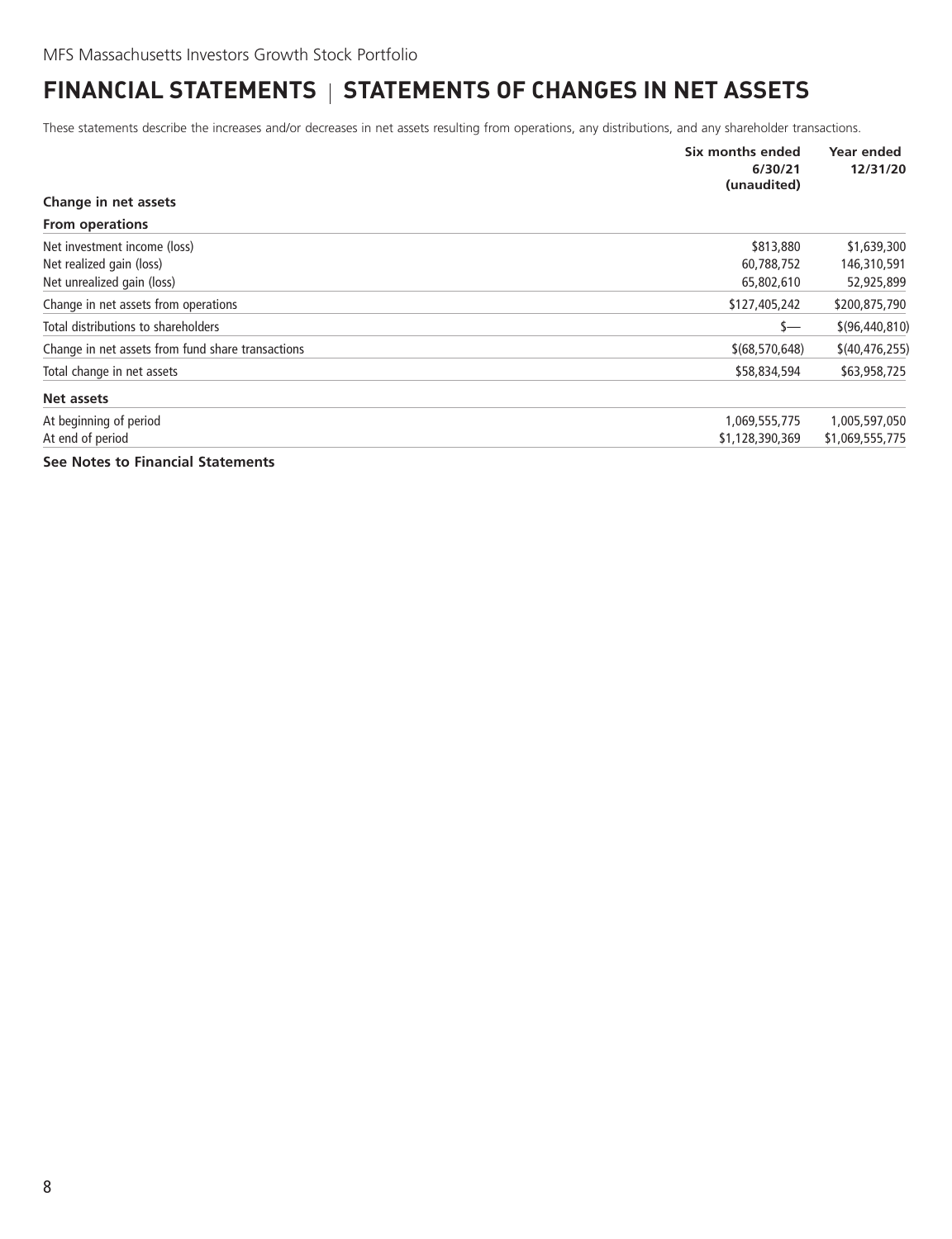MFS Massachusetts Investors Growth Stock Portfolio

# FINANCIAL STATEMENTS | STATEMENTS OF CHANGES IN NET ASSETS

These statements describe the increases and/or decreases in net assets resulting from operations, any distributions, and any shareholder transactions.

| | Six months ended 6/30/21 (unaudited) | Year ended 12/31/20 |
|---|---|---|
| **Change in net assets** | | |
| **From operations** | | |
| Net investment income (loss) | $813,880 | $1,639,300 |
| Net realized gain (loss) | 60,788,752 | 146,310,591 |
| Net unrealized gain (loss) | 65,802,610 | 52,925,899 |
| Change in net assets from operations | $127,405,242 | $200,875,790 |
| Total distributions to shareholders | $— | $(96,440,810) |
| Change in net assets from fund share transactions | $(68,570,648) | $(40,476,255) |
| Total change in net assets | $58,834,594 | $63,958,725 |
| **Net assets** | | |
| At beginning of period | 1,069,555,775 | 1,005,597,050 |
| At end of period | $1,128,390,369 | $1,069,555,775 |

**See Notes to Financial Statements**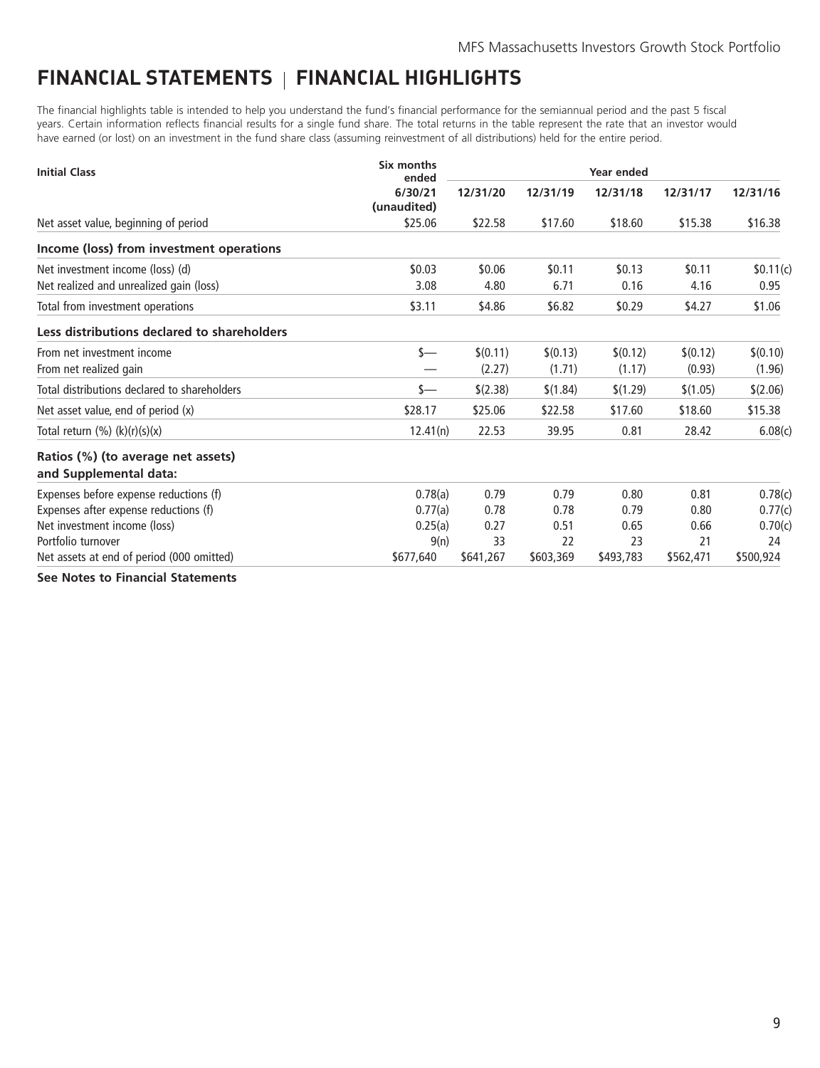# FINANCIAL STATEMENTS | FINANCIAL HIGHLIGHTS

The financial highlights table is intended to help you understand the fund's financial performance for the semiannual period and the past 5 fiscal years. Certain information reflects financial results for a single fund share. The total returns in the table represent the rate that an investor would have earned (or lost) on an investment in the fund share class (assuming reinvestment of all distributions) held for the entire period.

| Initial Class | Six months ended | Year ended | | | | |
|---|---|---|---|---|---|---|
| | 6/30/21 (unaudited) | 12/31/20 | 12/31/19 | 12/31/18 | 12/31/17 | 12/31/16 |
| Net asset value, beginning of period | $25.06 | $22.58 | $17.60 | $18.60 | $15.38 | $16.38 |
| **Income (loss) from investment operations** | | | | | | |
| Net investment income (loss) (d) | $0.03 | $0.06 | $0.11 | $0.13 | $0.11 | $0.11(c) |
| Net realized and unrealized gain (loss) | 3.08 | 4.80 | 6.71 | 0.16 | 4.16 | 0.95 |
| Total from investment operations | $3.11 | $4.86 | $6.82 | $0.29 | $4.27 | $1.06 |
| **Less distributions declared to shareholders** | | | | | | |
| From net investment income | $— | $(0.11) | $(0.13) | $(0.12) | $(0.12) | $(0.10) |
| From net realized gain | — | (2.27) | (1.71) | (1.17) | (0.93) | (1.96) |
| Total distributions declared to shareholders | $— | $(2.38) | $(1.84) | $(1.29) | $(1.05) | $(2.06) |
| Net asset value, end of period (x) | $28.17 | $25.06 | $22.58 | $17.60 | $18.60 | $15.38 |
| Total return (%) (k)(r)(s)(x) | 12.41(n) | 22.53 | 39.95 | 0.81 | 28.42 | 6.08(c) |
| **Ratios (%) (to average net assets) and Supplemental data:** | | | | | | |
| Expenses before expense reductions (f) | 0.78(a) | 0.79 | 0.79 | 0.80 | 0.81 | 0.78(c) |
| Expenses after expense reductions (f) | 0.77(a) | 0.78 | 0.78 | 0.79 | 0.80 | 0.77(c) |
| Net investment income (loss) | 0.25(a) | 0.27 | 0.51 | 0.65 | 0.66 | 0.70(c) |
| Portfolio turnover | 9(n) | 33 | 22 | 23 | 21 | 24 |
| Net assets at end of period (000 omitted) | $677,640 | $641,267 | $603,369 | $493,783 | $562,471 | $500,924 |

**See Notes to Financial Statements**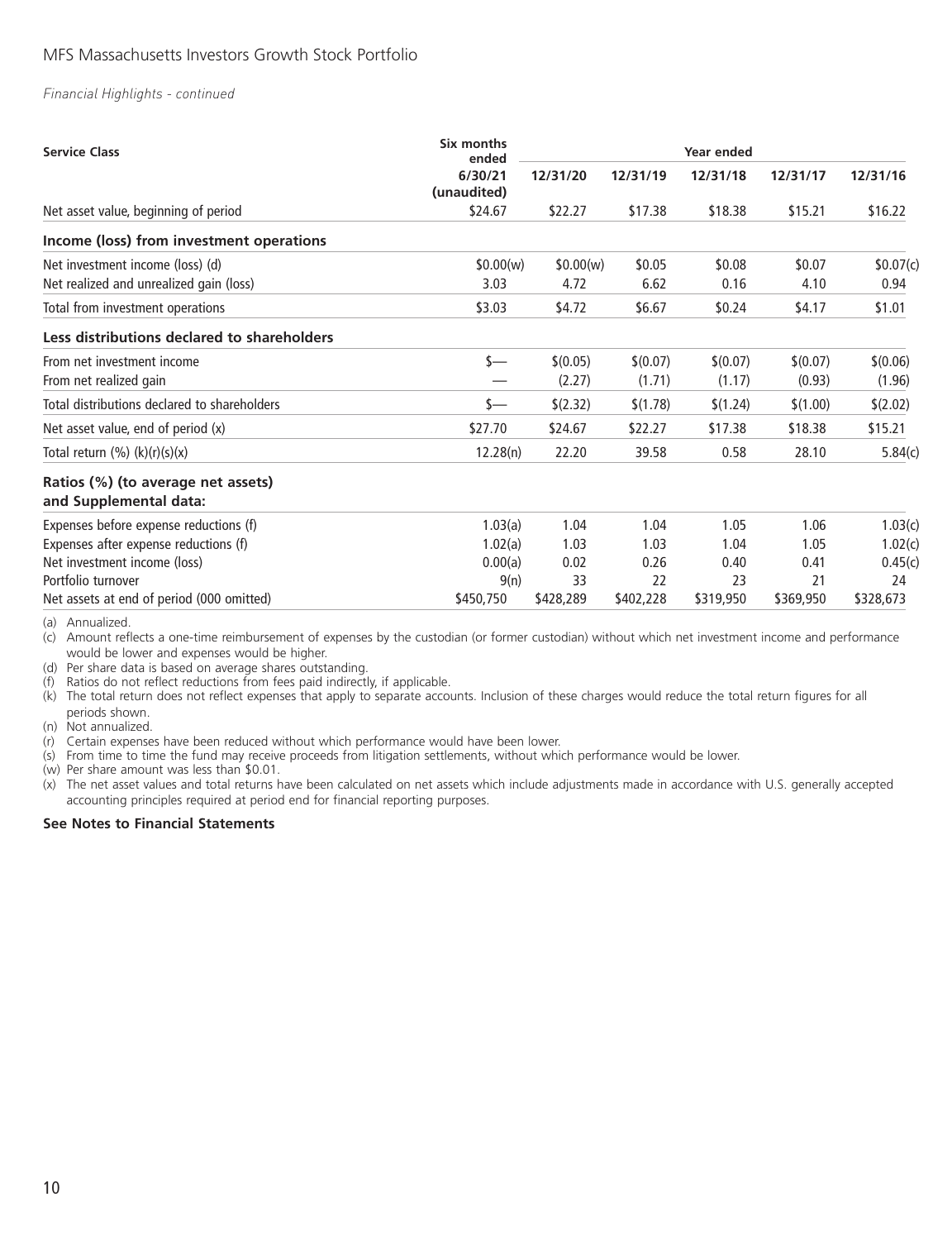## Financial Highlights - continued

| Service Class | Six months ended | Year ended | | | | |
|---|---|---|---|---|---|---|
| | 6/30/21 (unaudited) | 12/31/20 | 12/31/19 | 12/31/18 | 12/31/17 | 12/31/16 |
| Net asset value, beginning of period | $24.67 | $22.27 | $17.38 | $18.38 | $15.21 | $16.22 |
| **Income (loss) from investment operations** | | | | | | |
| Net investment income (loss) (d) | $0.00(w) | $0.00(w) | $0.05 | $0.08 | $0.07 | $0.07(c) |
| Net realized and unrealized gain (loss) | 3.03 | 4.72 | 6.62 | 0.16 | 4.10 | 0.94 |
| Total from investment operations | $3.03 | $4.72 | $6.67 | $0.24 | $4.17 | $1.01 |
| **Less distributions declared to shareholders** | | | | | | |
| From net investment income | $— | $(0.05) | $(0.07) | $(0.07) | $(0.07) | $(0.06) |
| From net realized gain | — | (2.27) | (1.71) | (1.17) | (0.93) | (1.96) |
| Total distributions declared to shareholders | $— | $(2.32) | $(1.78) | $(1.24) | $(1.00) | $(2.02) |
| Net asset value, end of period (x) | $27.70 | $24.67 | $22.27 | $17.38 | $18.38 | $15.21 |
| Total return (%) (k)(r)(s)(x) | 12.28(n) | 22.20 | 39.58 | 0.58 | 28.10 | 5.84(c) |
| **Ratios (%) (to average net assets) and Supplemental data:** | | | | | | |
| Expenses before expense reductions (f) | 1.03(a) | 1.04 | 1.04 | 1.05 | 1.06 | 1.03(c) |
| Expenses after expense reductions (f) | 1.02(a) | 1.03 | 1.03 | 1.04 | 1.05 | 1.02(c) |
| Net investment income (loss) | 0.00(a) | 0.02 | 0.26 | 0.40 | 0.41 | 0.45(c) |
| Portfolio turnover | 9(n) | 33 | 22 | 23 | 21 | 24 |
| Net assets at end of period (000 omitted) | $450,750 | $428,289 | $402,228 | $319,950 | $369,950 | $328,673 |

(a) Annualized.
(c) Amount reflects a one-time reimbursement of expenses by the custodian (or former custodian) without which net investment income and performance would be lower and expenses would be higher.
(d) Per share data is based on average shares outstanding.
(f) Ratios do not reflect reductions from fees paid indirectly, if applicable.
(k) The total return does not reflect expenses that apply to separate accounts. Inclusion of these charges would reduce the total return figures for all periods shown.
(n) Not annualized.
(r) Certain expenses have been reduced without which performance would have been lower.
(s) From time to time the fund may receive proceeds from litigation settlements, without which performance would be lower.
(w) Per share amount was less than $0.01.
(x) The net asset values and total returns have been calculated on net assets which include adjustments made in accordance with U.S. generally accepted accounting principles required at period end for financial reporting purposes.

**See Notes to Financial Statements**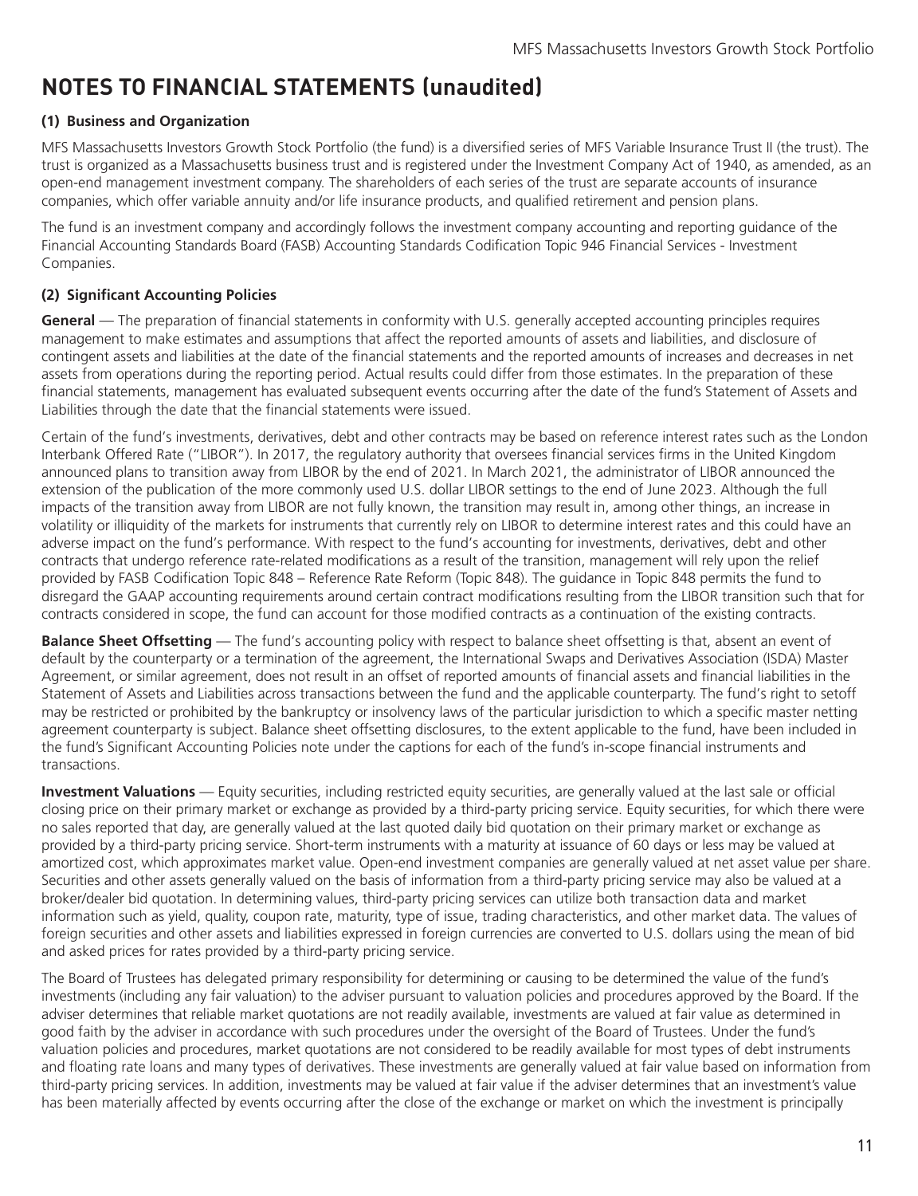# NOTES TO FINANCIAL STATEMENTS (unaudited)

### (1) Business and Organization

MFS Massachusetts Investors Growth Stock Portfolio (the fund) is a diversified series of MFS Variable Insurance Trust II (the trust). The trust is organized as a Massachusetts business trust and is registered under the Investment Company Act of 1940, as amended, as an open-end management investment company. The shareholders of each series of the trust are separate accounts of insurance companies, which offer variable annuity and/or life insurance products, and qualified retirement and pension plans.

The fund is an investment company and accordingly follows the investment company accounting and reporting guidance of the Financial Accounting Standards Board (FASB) Accounting Standards Codification Topic 946 Financial Services - Investment Companies.

### (2) Significant Accounting Policies

**General** — The preparation of financial statements in conformity with U.S. generally accepted accounting principles requires management to make estimates and assumptions that affect the reported amounts of assets and liabilities, and disclosure of contingent assets and liabilities at the date of the financial statements and the reported amounts of increases and decreases in net assets from operations during the reporting period. Actual results could differ from those estimates. In the preparation of these financial statements, management has evaluated subsequent events occurring after the date of the fund's Statement of Assets and Liabilities through the date that the financial statements were issued.

Certain of the fund's investments, derivatives, debt and other contracts may be based on reference interest rates such as the London Interbank Offered Rate ("LIBOR"). In 2017, the regulatory authority that oversees financial services firms in the United Kingdom announced plans to transition away from LIBOR by the end of 2021. In March 2021, the administrator of LIBOR announced the extension of the publication of the more commonly used U.S. dollar LIBOR settings to the end of June 2023. Although the full impacts of the transition away from LIBOR are not fully known, the transition may result in, among other things, an increase in volatility or illiquidity of the markets for instruments that currently rely on LIBOR to determine interest rates and this could have an adverse impact on the fund's performance. With respect to the fund's accounting for investments, derivatives, debt and other contracts that undergo reference rate-related modifications as a result of the transition, management will rely upon the relief provided by FASB Codification Topic 848 – Reference Rate Reform (Topic 848). The guidance in Topic 848 permits the fund to disregard the GAAP accounting requirements around certain contract modifications resulting from the LIBOR transition such that for contracts considered in scope, the fund can account for those modified contracts as a continuation of the existing contracts.

**Balance Sheet Offsetting** — The fund's accounting policy with respect to balance sheet offsetting is that, absent an event of default by the counterparty or a termination of the agreement, the International Swaps and Derivatives Association (ISDA) Master Agreement, or similar agreement, does not result in an offset of reported amounts of financial assets and financial liabilities in the Statement of Assets and Liabilities across transactions between the fund and the applicable counterparty. The fund's right to setoff may be restricted or prohibited by the bankruptcy or insolvency laws of the particular jurisdiction to which a specific master netting agreement counterparty is subject. Balance sheet offsetting disclosures, to the extent applicable to the fund, have been included in the fund's Significant Accounting Policies note under the captions for each of the fund's in-scope financial instruments and transactions.

**Investment Valuations** — Equity securities, including restricted equity securities, are generally valued at the last sale or official closing price on their primary market or exchange as provided by a third-party pricing service. Equity securities, for which there were no sales reported that day, are generally valued at the last quoted daily bid quotation on their primary market or exchange as provided by a third-party pricing service. Short-term instruments with a maturity at issuance of 60 days or less may be valued at amortized cost, which approximates market value. Open-end investment companies are generally valued at net asset value per share. Securities and other assets generally valued on the basis of information from a third-party pricing service may also be valued at a broker/dealer bid quotation. In determining values, third-party pricing services can utilize both transaction data and market information such as yield, quality, coupon rate, maturity, type of issue, trading characteristics, and other market data. The values of foreign securities and other assets and liabilities expressed in foreign currencies are converted to U.S. dollars using the mean of bid and asked prices for rates provided by a third-party pricing service.

The Board of Trustees has delegated primary responsibility for determining or causing to be determined the value of the fund's investments (including any fair valuation) to the adviser pursuant to valuation policies and procedures approved by the Board. If the adviser determines that reliable market quotations are not readily available, investments are valued at fair value as determined in good faith by the adviser in accordance with such procedures under the oversight of the Board of Trustees. Under the fund's valuation policies and procedures, market quotations are not considered to be readily available for most types of debt instruments and floating rate loans and many types of derivatives. These investments are generally valued at fair value based on information from third-party pricing services. In addition, investments may be valued at fair value if the adviser determines that an investment's value has been materially affected by events occurring after the close of the exchange or market on which the investment is principally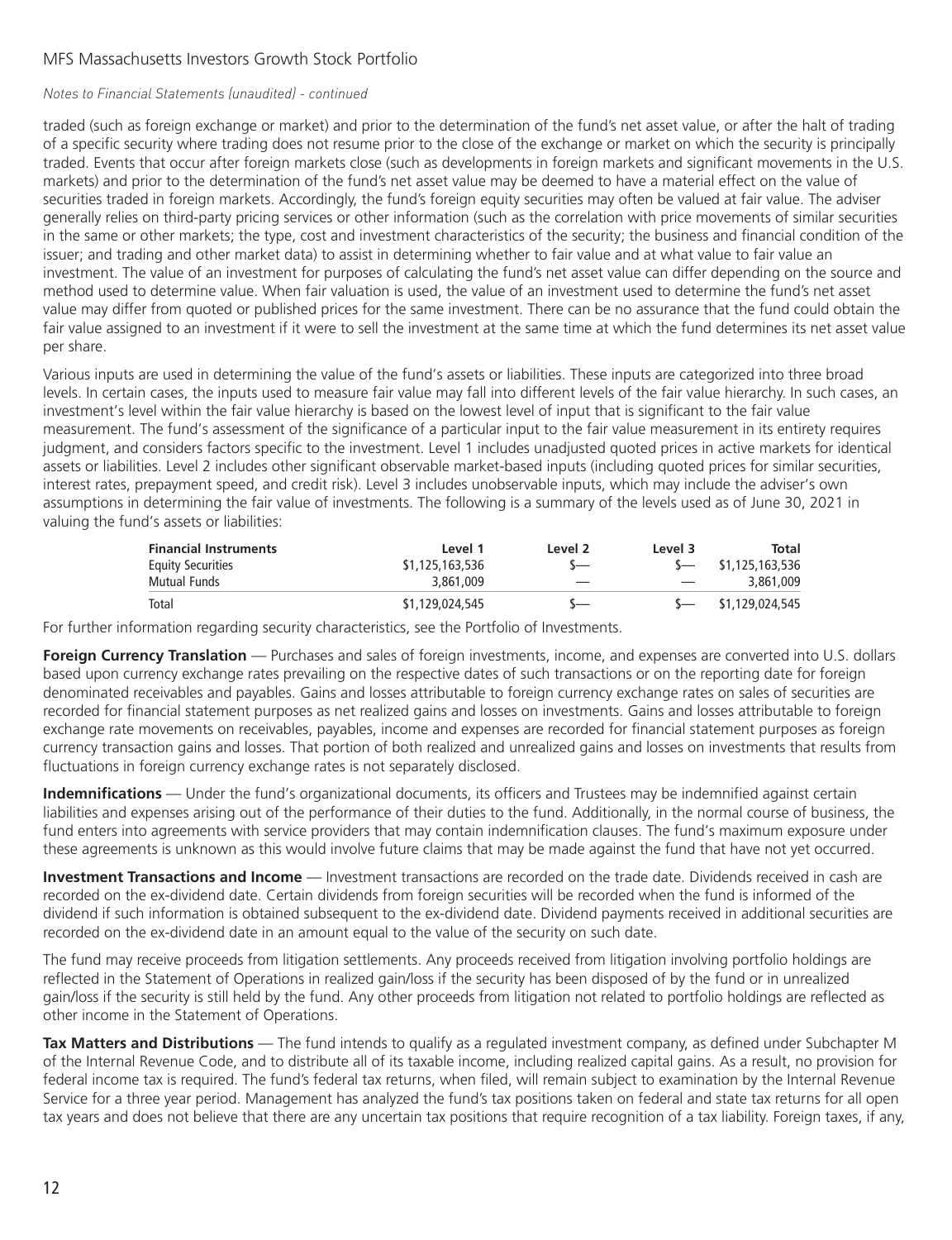traded (such as foreign exchange or market) and prior to the determination of the fund's net asset value, or after the halt of trading of a specific security where trading does not resume prior to the close of the exchange or market on which the security is principally traded. Events that occur after foreign markets close (such as developments in foreign markets and significant movements in the U.S. markets) and prior to the determination of the fund's net asset value may be deemed to have a material effect on the value of securities traded in foreign markets. Accordingly, the fund's foreign equity securities may often be valued at fair value. The adviser generally relies on third-party pricing services or other information (such as the correlation with price movements of similar securities in the same or other markets; the type, cost and investment characteristics of the security; the business and financial condition of the issuer; and trading and other market data) to assist in determining whether to fair value and at what value to fair value an investment. The value of an investment for purposes of calculating the fund's net asset value can differ depending on the source and method used to determine value. When fair valuation is used, the value of an investment used to determine the fund's net asset value may differ from quoted or published prices for the same investment. There can be no assurance that the fund could obtain the fair value assigned to an investment if it were to sell the investment at the same time at which the fund determines its net asset value per share.

Various inputs are used in determining the value of the fund's assets or liabilities. These inputs are categorized into three broad levels. In certain cases, the inputs used to measure fair value may fall into different levels of the fair value hierarchy. In such cases, an investment's level within the fair value hierarchy is based on the lowest level of input that is significant to the fair value measurement. The fund's assessment of the significance of a particular input to the fair value measurement in its entirety requires judgment, and considers factors specific to the investment. Level 1 includes unadjusted quoted prices in active markets for identical assets or liabilities. Level 2 includes other significant observable market-based inputs (including quoted prices for similar securities, interest rates, prepayment speed, and credit risk). Level 3 includes unobservable inputs, which may include the adviser's own assumptions in determining the fair value of investments. The following is a summary of the levels used as of June 30, 2021 in valuing the fund's assets or liabilities:

| Financial Instruments | Level 1 | Level 2 | Level 3 | Total |
|---|---|---|---|---|
| Equity Securities | $1,125,163,536 | $— | $— | $1,125,163,536 |
| Mutual Funds | 3,861,009 | — | — | 3,861,009 |
| Total | $1,129,024,545 | $— | $— | $1,129,024,545 |

For further information regarding security characteristics, see the Portfolio of Investments.

**Foreign Currency Translation** — Purchases and sales of foreign investments, income, and expenses are converted into U.S. dollars based upon currency exchange rates prevailing on the respective dates of such transactions or on the reporting date for foreign denominated receivables and payables. Gains and losses attributable to foreign currency exchange rates on sales of securities are recorded for financial statement purposes as net realized gains and losses on investments. Gains and losses attributable to foreign exchange rate movements on receivables, payables, income and expenses are recorded for financial statement purposes as foreign currency transaction gains and losses. That portion of both realized and unrealized gains and losses on investments that results from fluctuations in foreign currency exchange rates is not separately disclosed.

**Indemnifications** — Under the fund's organizational documents, its officers and Trustees may be indemnified against certain liabilities and expenses arising out of the performance of their duties to the fund. Additionally, in the normal course of business, the fund enters into agreements with service providers that may contain indemnification clauses. The fund's maximum exposure under these agreements is unknown as this would involve future claims that may be made against the fund that have not yet occurred.

**Investment Transactions and Income** — Investment transactions are recorded on the trade date. Dividends received in cash are recorded on the ex-dividend date. Certain dividends from foreign securities will be recorded when the fund is informed of the dividend if such information is obtained subsequent to the ex-dividend date. Dividend payments received in additional securities are recorded on the ex-dividend date in an amount equal to the value of the security on such date.

The fund may receive proceeds from litigation settlements. Any proceeds received from litigation involving portfolio holdings are reflected in the Statement of Operations in realized gain/loss if the security has been disposed of by the fund or in unrealized gain/loss if the security is still held by the fund. Any other proceeds from litigation not related to portfolio holdings are reflected as other income in the Statement of Operations.

**Tax Matters and Distributions** — The fund intends to qualify as a regulated investment company, as defined under Subchapter M of the Internal Revenue Code, and to distribute all of its taxable income, including realized capital gains. As a result, no provision for federal income tax is required. The fund's federal tax returns, when filed, will remain subject to examination by the Internal Revenue Service for a three year period. Management has analyzed the fund's tax positions taken on federal and state tax returns for all open tax years and does not believe that there are any uncertain tax positions that require recognition of a tax liability. Foreign taxes, if any,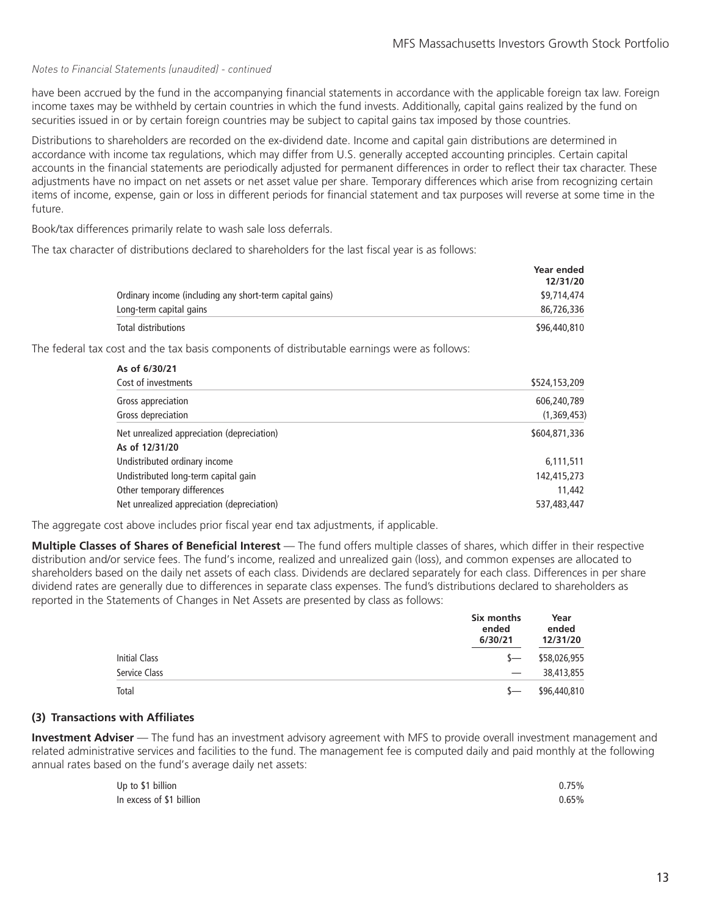*Notes to Financial Statements (unaudited) - continued*

have been accrued by the fund in the accompanying financial statements in accordance with the applicable foreign tax law. Foreign income taxes may be withheld by certain countries in which the fund invests. Additionally, capital gains realized by the fund on securities issued in or by certain foreign countries may be subject to capital gains tax imposed by those countries.

Distributions to shareholders are recorded on the ex-dividend date. Income and capital gain distributions are determined in accordance with income tax regulations, which may differ from U.S. generally accepted accounting principles. Certain capital accounts in the financial statements are periodically adjusted for permanent differences in order to reflect their tax character. These adjustments have no impact on net assets or net asset value per share. Temporary differences which arise from recognizing certain items of income, expense, gain or loss in different periods for financial statement and tax purposes will reverse at some time in the future.

Book/tax differences primarily relate to wash sale loss deferrals.

The tax character of distributions declared to shareholders for the last fiscal year is as follows:

| | Year ended 12/31/20 |
|---|---|
| Ordinary income (including any short-term capital gains) | $9,714,474 |
| Long-term capital gains | 86,726,336 |
| Total distributions | $96,440,810 |

The federal tax cost and the tax basis components of distributable earnings were as follows:

| | |
|---|---|
| **As of 6/30/21** | |
| Cost of investments | $524,153,209 |
| Gross appreciation | 606,240,789 |
| Gross depreciation | (1,369,453) |
| Net unrealized appreciation (depreciation) | $604,871,336 |
| **As of 12/31/20** | |
| Undistributed ordinary income | 6,111,511 |
| Undistributed long-term capital gain | 142,415,273 |
| Other temporary differences | 11,442 |
| Net unrealized appreciation (depreciation) | 537,483,447 |

The aggregate cost above includes prior fiscal year end tax adjustments, if applicable.

**Multiple Classes of Shares of Beneficial Interest** — The fund offers multiple classes of shares, which differ in their respective distribution and/or service fees. The fund's income, realized and unrealized gain (loss), and common expenses are allocated to shareholders based on the daily net assets of each class. Dividends are declared separately for each class. Differences in per share dividend rates are generally due to differences in separate class expenses. The fund's distributions declared to shareholders as reported in the Statements of Changes in Net Assets are presented by class as follows:

| | Six months ended 6/30/21 | Year ended 12/31/20 |
|---|---|---|
| Initial Class | $— | $58,026,955 |
| Service Class | — | 38,413,855 |
| Total | $— | $96,440,810 |

## (3) Transactions with Affiliates

**Investment Adviser** — The fund has an investment advisory agreement with MFS to provide overall investment management and related administrative services and facilities to the fund. The management fee is computed daily and paid monthly at the following annual rates based on the fund's average daily net assets:

| | |
|---|---|
| Up to $1 billion | 0.75% |
| In excess of $1 billion | 0.65% |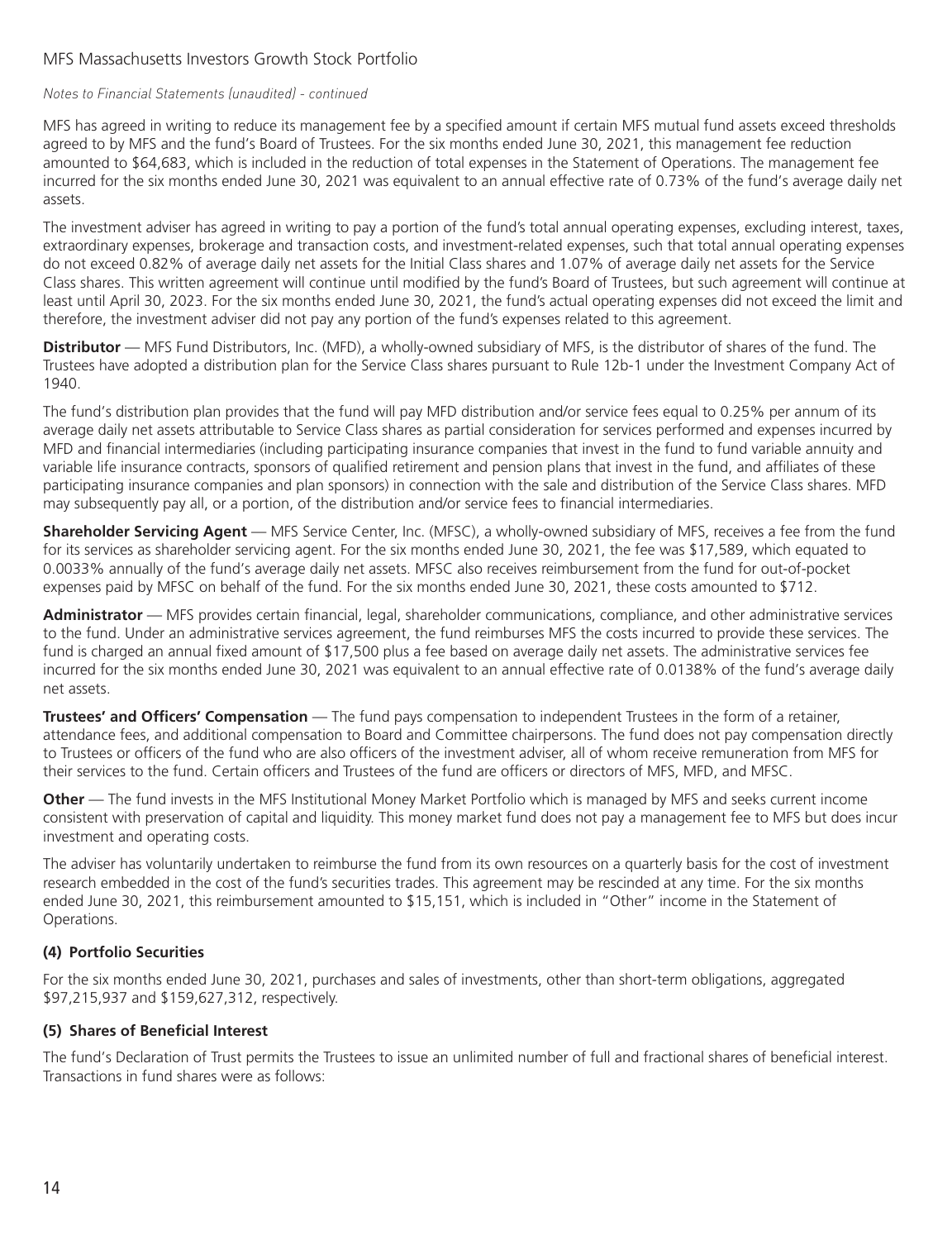*Notes to Financial Statements (unaudited) - continued*

MFS has agreed in writing to reduce its management fee by a specified amount if certain MFS mutual fund assets exceed thresholds agreed to by MFS and the fund's Board of Trustees. For the six months ended June 30, 2021, this management fee reduction amounted to $64,683, which is included in the reduction of total expenses in the Statement of Operations. The management fee incurred for the six months ended June 30, 2021 was equivalent to an annual effective rate of 0.73% of the fund's average daily net assets.

The investment adviser has agreed in writing to pay a portion of the fund's total annual operating expenses, excluding interest, taxes, extraordinary expenses, brokerage and transaction costs, and investment-related expenses, such that total annual operating expenses do not exceed 0.82% of average daily net assets for the Initial Class shares and 1.07% of average daily net assets for the Service Class shares. This written agreement will continue until modified by the fund's Board of Trustees, but such agreement will continue at least until April 30, 2023. For the six months ended June 30, 2021, the fund's actual operating expenses did not exceed the limit and therefore, the investment adviser did not pay any portion of the fund's expenses related to this agreement.

**Distributor** — MFS Fund Distributors, Inc. (MFD), a wholly-owned subsidiary of MFS, is the distributor of shares of the fund. The Trustees have adopted a distribution plan for the Service Class shares pursuant to Rule 12b-1 under the Investment Company Act of 1940.

The fund's distribution plan provides that the fund will pay MFD distribution and/or service fees equal to 0.25% per annum of its average daily net assets attributable to Service Class shares as partial consideration for services performed and expenses incurred by MFD and financial intermediaries (including participating insurance companies that invest in the fund to fund variable annuity and variable life insurance contracts, sponsors of qualified retirement and pension plans that invest in the fund, and affiliates of these participating insurance companies and plan sponsors) in connection with the sale and distribution of the Service Class shares. MFD may subsequently pay all, or a portion, of the distribution and/or service fees to financial intermediaries.

**Shareholder Servicing Agent** — MFS Service Center, Inc. (MFSC), a wholly-owned subsidiary of MFS, receives a fee from the fund for its services as shareholder servicing agent. For the six months ended June 30, 2021, the fee was $17,589, which equated to 0.0033% annually of the fund's average daily net assets. MFSC also receives reimbursement from the fund for out-of-pocket expenses paid by MFSC on behalf of the fund. For the six months ended June 30, 2021, these costs amounted to $712.

**Administrator** — MFS provides certain financial, legal, shareholder communications, compliance, and other administrative services to the fund. Under an administrative services agreement, the fund reimburses MFS the costs incurred to provide these services. The fund is charged an annual fixed amount of $17,500 plus a fee based on average daily net assets. The administrative services fee incurred for the six months ended June 30, 2021 was equivalent to an annual effective rate of 0.0138% of the fund's average daily net assets.

**Trustees' and Officers' Compensation** — The fund pays compensation to independent Trustees in the form of a retainer, attendance fees, and additional compensation to Board and Committee chairpersons. The fund does not pay compensation directly to Trustees or officers of the fund who are also officers of the investment adviser, all of whom receive remuneration from MFS for their services to the fund. Certain officers and Trustees of the fund are officers or directors of MFS, MFD, and MFSC.

**Other** — The fund invests in the MFS Institutional Money Market Portfolio which is managed by MFS and seeks current income consistent with preservation of capital and liquidity. This money market fund does not pay a management fee to MFS but does incur investment and operating costs.

The adviser has voluntarily undertaken to reimburse the fund from its own resources on a quarterly basis for the cost of investment research embedded in the cost of the fund's securities trades. This agreement may be rescinded at any time. For the six months ended June 30, 2021, this reimbursement amounted to $15,151, which is included in "Other" income in the Statement of Operations.

### (4) Portfolio Securities

For the six months ended June 30, 2021, purchases and sales of investments, other than short-term obligations, aggregated $97,215,937 and $159,627,312, respectively.

### (5) Shares of Beneficial Interest

The fund's Declaration of Trust permits the Trustees to issue an unlimited number of full and fractional shares of beneficial interest. Transactions in fund shares were as follows: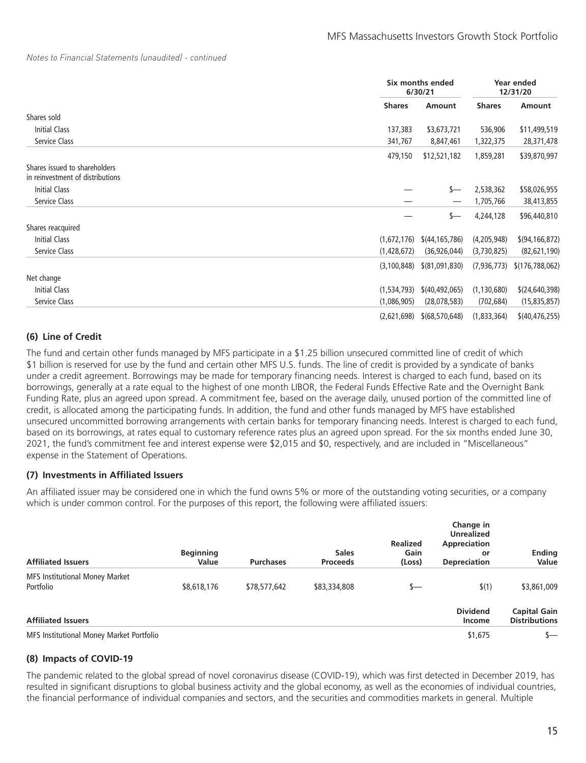*Notes to Financial Statements (unaudited) - continued*

| | Six months ended 6/30/21 | | Year ended 12/31/20 | |
|---|---|---|---|---|
| | **Shares** | **Amount** | **Shares** | **Amount** |
| Shares sold | | | | |
| Initial Class | 137,383 | $3,673,721 | 536,906 | $11,499,519 |
| Service Class | 341,767 | 8,847,461 | 1,322,375 | 28,371,478 |
| | 479,150 | $12,521,182 | 1,859,281 | $39,870,997 |
| Shares issued to shareholders in reinvestment of distributions | | | | |
| Initial Class | — | $— | 2,538,362 | $58,026,955 |
| Service Class | — | — | 1,705,766 | 38,413,855 |
| | — | $— | 4,244,128 | $96,440,810 |
| Shares reacquired | | | | |
| Initial Class | (1,672,176) | $(44,165,786) | (4,205,948) | $(94,166,872) |
| Service Class | (1,428,672) | (36,926,044) | (3,730,825) | (82,621,190) |
| | (3,100,848) | $(81,091,830) | (7,936,773) | $(176,788,062) |
| Net change | | | | |
| Initial Class | (1,534,793) | $(40,492,065) | (1,130,680) | $(24,640,398) |
| Service Class | (1,086,905) | (28,078,583) | (702,684) | (15,835,857) |
| | (2,621,698) | $(68,570,648) | (1,833,364) | $(40,476,255) |

## (6) Line of Credit

The fund and certain other funds managed by MFS participate in a $1.25 billion unsecured committed line of credit of which $1 billion is reserved for use by the fund and certain other MFS U.S. funds. The line of credit is provided by a syndicate of banks under a credit agreement. Borrowings may be made for temporary financing needs. Interest is charged to each fund, based on its borrowings, generally at a rate equal to the highest of one month LIBOR, the Federal Funds Effective Rate and the Overnight Bank Funding Rate, plus an agreed upon spread. A commitment fee, based on the average daily, unused portion of the committed line of credit, is allocated among the participating funds. In addition, the fund and other funds managed by MFS have established unsecured uncommitted borrowing arrangements with certain banks for temporary financing needs. Interest is charged to each fund, based on its borrowings, at rates equal to customary reference rates plus an agreed upon spread. For the six months ended June 30, 2021, the fund's commitment fee and interest expense were $2,015 and $0, respectively, and are included in "Miscellaneous" expense in the Statement of Operations.

## (7) Investments in Affiliated Issuers

An affiliated issuer may be considered one in which the fund owns 5% or more of the outstanding voting securities, or a company which is under common control. For the purposes of this report, the following were affiliated issuers:

| Affiliated Issuers | Beginning Value | Purchases | Sales Proceeds | Realized Gain (Loss) | Change in Unrealized Appreciation or Depreciation | Ending Value |
|---|---|---|---|---|---|---|
| MFS Institutional Money Market Portfolio | $8,618,176 | $78,577,642 | $83,334,808 | $— | $(1) | $3,861,009 |

| Affiliated Issuers | Dividend Income | Capital Gain Distributions |
|---|---|---|
| MFS Institutional Money Market Portfolio | $1,675 | $— |

## (8) Impacts of COVID-19

The pandemic related to the global spread of novel coronavirus disease (COVID-19), which was first detected in December 2019, has resulted in significant disruptions to global business activity and the global economy, as well as the economies of individual countries, the financial performance of individual companies and sectors, and the securities and commodities markets in general. Multiple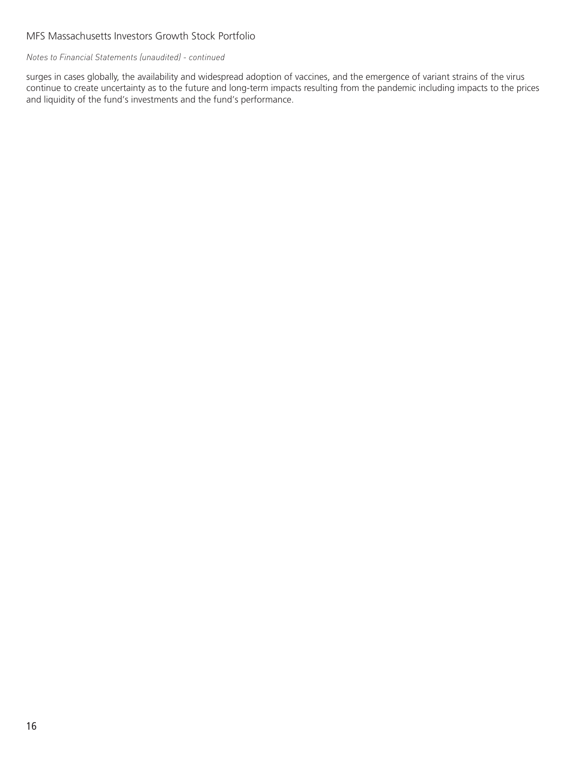surges in cases globally, the availability and widespread adoption of vaccines, and the emergence of variant strains of the virus continue to create uncertainty as to the future and long-term impacts resulting from the pandemic including impacts to the prices and liquidity of the fund's investments and the fund's performance.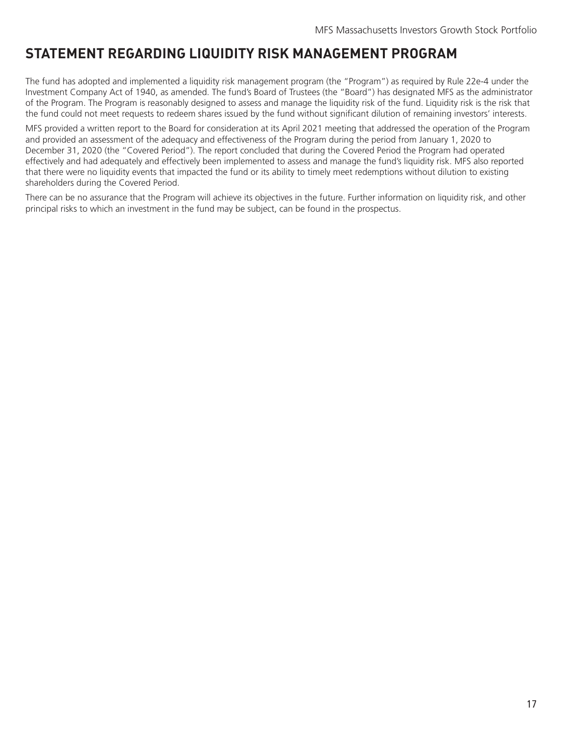# STATEMENT REGARDING LIQUIDITY RISK MANAGEMENT PROGRAM

The fund has adopted and implemented a liquidity risk management program (the "Program") as required by Rule 22e-4 under the Investment Company Act of 1940, as amended. The fund's Board of Trustees (the "Board") has designated MFS as the administrator of the Program. The Program is reasonably designed to assess and manage the liquidity risk of the fund. Liquidity risk is the risk that the fund could not meet requests to redeem shares issued by the fund without significant dilution of remaining investors' interests.

MFS provided a written report to the Board for consideration at its April 2021 meeting that addressed the operation of the Program and provided an assessment of the adequacy and effectiveness of the Program during the period from January 1, 2020 to December 31, 2020 (the "Covered Period"). The report concluded that during the Covered Period the Program had operated effectively and had adequately and effectively been implemented to assess and manage the fund's liquidity risk. MFS also reported that there were no liquidity events that impacted the fund or its ability to timely meet redemptions without dilution to existing shareholders during the Covered Period.

There can be no assurance that the Program will achieve its objectives in the future. Further information on liquidity risk, and other principal risks to which an investment in the fund may be subject, can be found in the prospectus.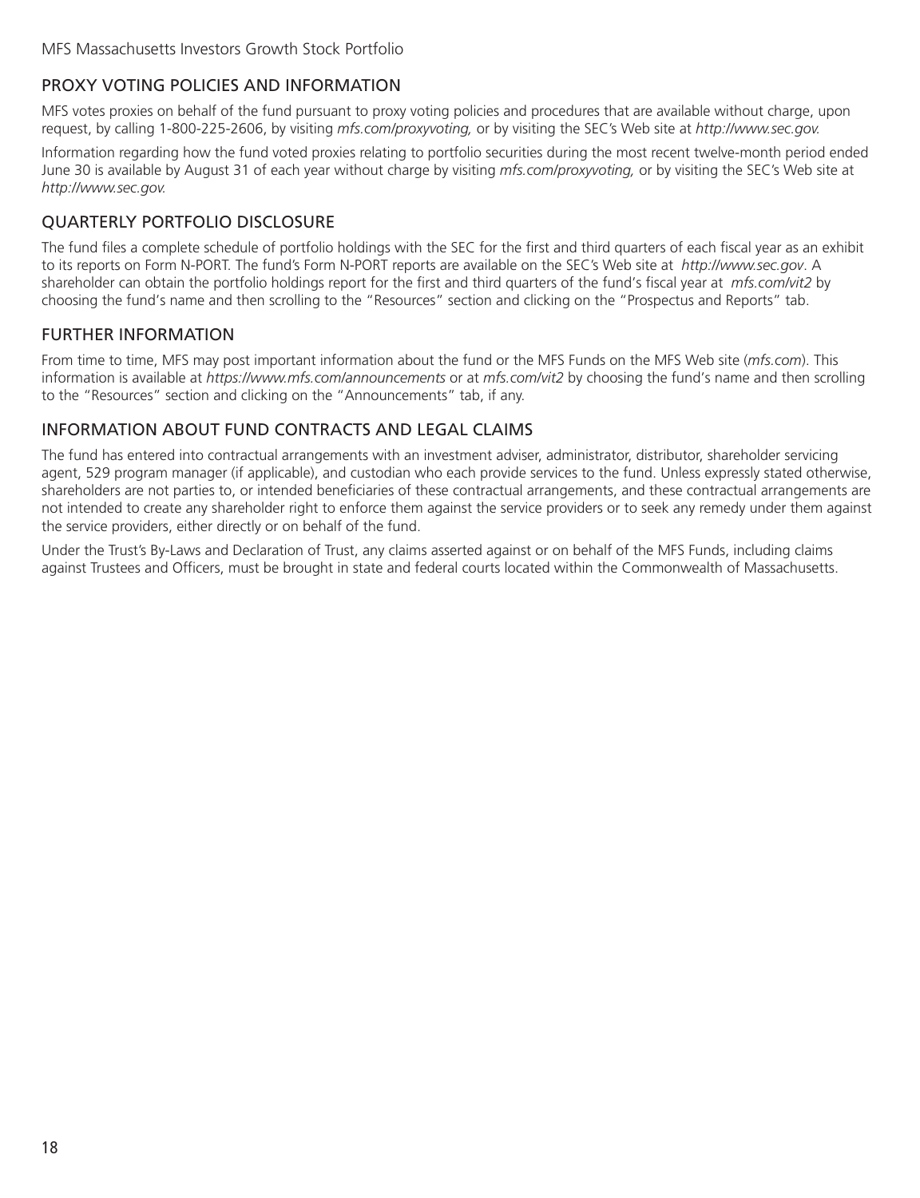## PROXY VOTING POLICIES AND INFORMATION

MFS votes proxies on behalf of the fund pursuant to proxy voting policies and procedures that are available without charge, upon request, by calling 1-800-225-2606, by visiting *mfs.com/proxyvoting,* or by visiting the SEC's Web site at *http://www.sec.gov.*

Information regarding how the fund voted proxies relating to portfolio securities during the most recent twelve-month period ended June 30 is available by August 31 of each year without charge by visiting *mfs.com/proxyvoting,* or by visiting the SEC's Web site at *http://www.sec.gov.*

## QUARTERLY PORTFOLIO DISCLOSURE

The fund files a complete schedule of portfolio holdings with the SEC for the first and third quarters of each fiscal year as an exhibit to its reports on Form N-PORT. The fund's Form N-PORT reports are available on the SEC's Web site at *http://www.sec.gov*. A shareholder can obtain the portfolio holdings report for the first and third quarters of the fund's fiscal year at *mfs.com/vit2* by choosing the fund's name and then scrolling to the "Resources" section and clicking on the "Prospectus and Reports" tab.

## FURTHER INFORMATION

From time to time, MFS may post important information about the fund or the MFS Funds on the MFS Web site (*mfs.com*). This information is available at *https://www.mfs.com/announcements* or at *mfs.com/vit2* by choosing the fund's name and then scrolling to the "Resources" section and clicking on the "Announcements" tab, if any.

## INFORMATION ABOUT FUND CONTRACTS AND LEGAL CLAIMS

The fund has entered into contractual arrangements with an investment adviser, administrator, distributor, shareholder servicing agent, 529 program manager (if applicable), and custodian who each provide services to the fund. Unless expressly stated otherwise, shareholders are not parties to, or intended beneficiaries of these contractual arrangements, and these contractual arrangements are not intended to create any shareholder right to enforce them against the service providers or to seek any remedy under them against the service providers, either directly or on behalf of the fund.

Under the Trust's By-Laws and Declaration of Trust, any claims asserted against or on behalf of the MFS Funds, including claims against Trustees and Officers, must be brought in state and federal courts located within the Commonwealth of Massachusetts.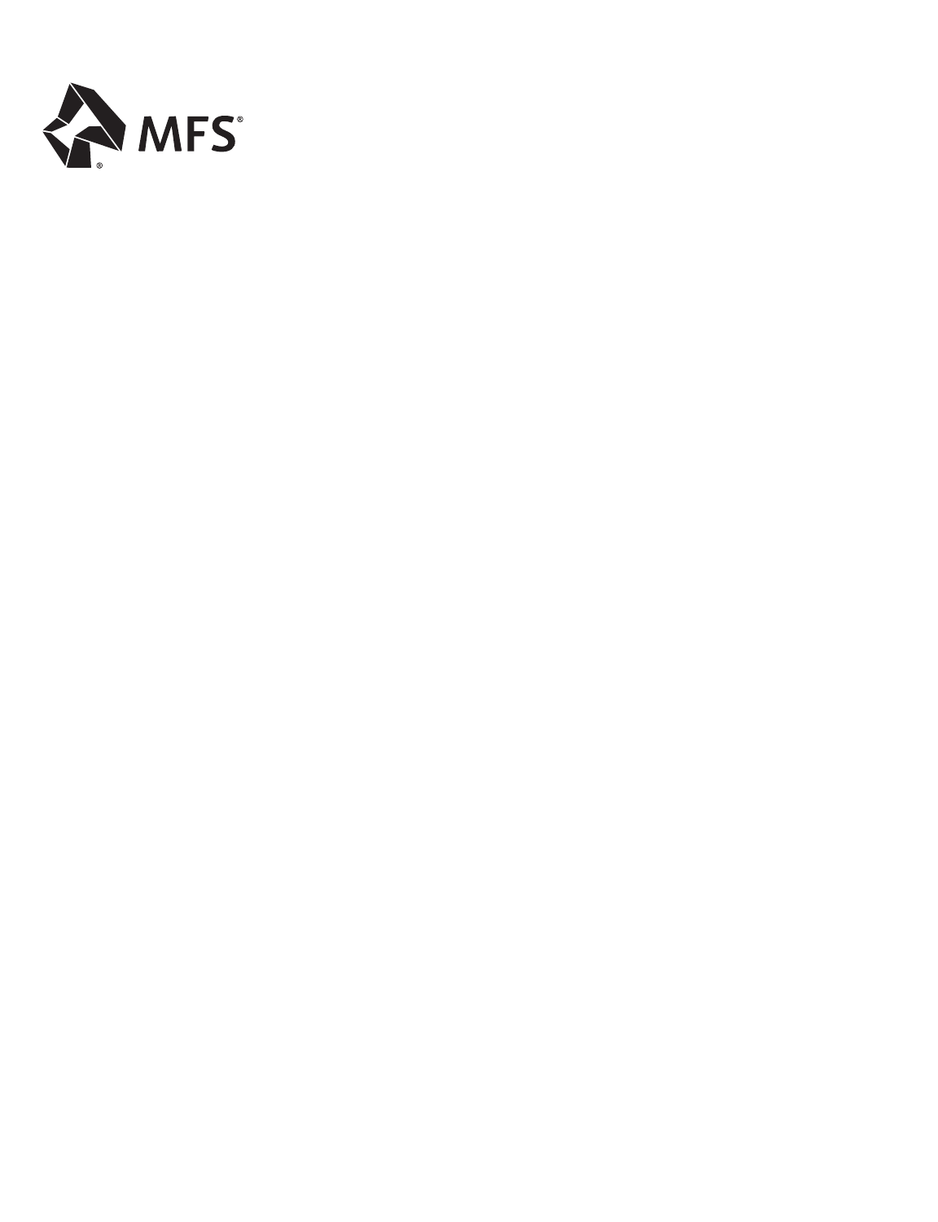MFS®